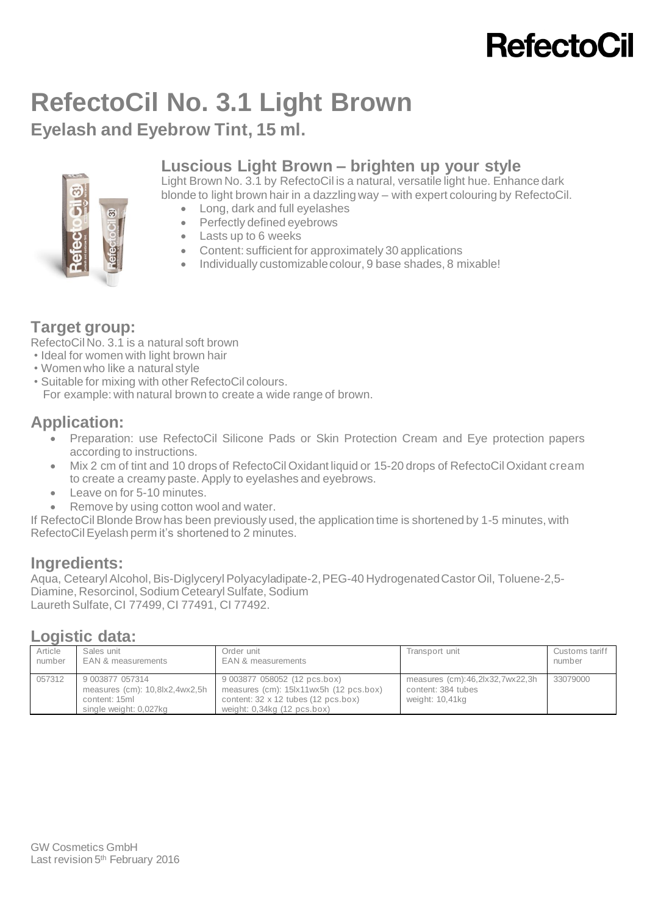RefectoCil

# RefectoCil No. 3.1 Light Brown

## Eyelash and Eyebrow Tint, 15 ml.

### Luscious Light Brown – brighten up your style

Light Brown No. 3.1 by RefectoCil is a natural, versatile light hue. Enhance dark blonde to light brown hair in a dazzling way – with expert colouring by RefectoCil.

- Long, dark and full eyelashes
- Perfectly defined eyebrows
- Lasts up to 6 weeks
- Content: sufficient for approximately 30 applications
- Individually customizable colour, 9 base shades, 8 mixable!

## Target group:

RefectoCil No. 3.1 is a natural soft brown

- Ideal for women with light brown hair
- Women who like a natural style
- Suitable for mixing with other RefectoCil colours.
  For example: with natural brown to create a wide range of brown.

## Application:

- Preparation: use RefectoCil Silicone Pads or Skin Protection Cream and Eye protection papers according to instructions.
- Mix 2 cm of tint and 10 drops of RefectoCil Oxidant liquid or 15-20 drops of RefectoCil Oxidant cream to create a creamy paste. Apply to eyelashes and eyebrows.
- Leave on for 5-10 minutes.
- Remove by using cotton wool and water.

If RefectoCil Blonde Brow has been previously used, the application time is shortened by 1-5 minutes, with RefectoCil Eyelash perm it's shortened to 2 minutes.

## Ingredients:

Aqua, Cetearyl Alcohol, Bis-Diglyceryl Polyacyladipate-2, PEG-40 Hydrogenated Castor Oil, Toluene-2,5-Diamine, Resorcinol, Sodium Cetearyl Sulfate, Sodium Laureth Sulfate, CI 77499, CI 77491, CI 77492.

## Logistic data:

| Article number | Sales unit EAN & measurements | Order unit EAN & measurements | Transport unit | Customs tariff number |
| --- | --- | --- | --- | --- |
| 057312 | 9 003877 057314<br>measures (cm): 10,8lx2,4wx2,5h<br>content: 15ml<br>single weight: 0,027kg | 9 003877 058052 (12 pcs.box)<br>measures (cm): 15lx11wx5h (12 pcs.box)<br>content: 32 x 12 tubes (12 pcs.box)<br>weight: 0,34kg (12 pcs.box) | measures (cm):46,2lx32,7wx22,3h<br>content: 384 tubes<br>weight: 10,41kg | 33079000 |

GW Cosmetics GmbH
Last revision 5th February 2016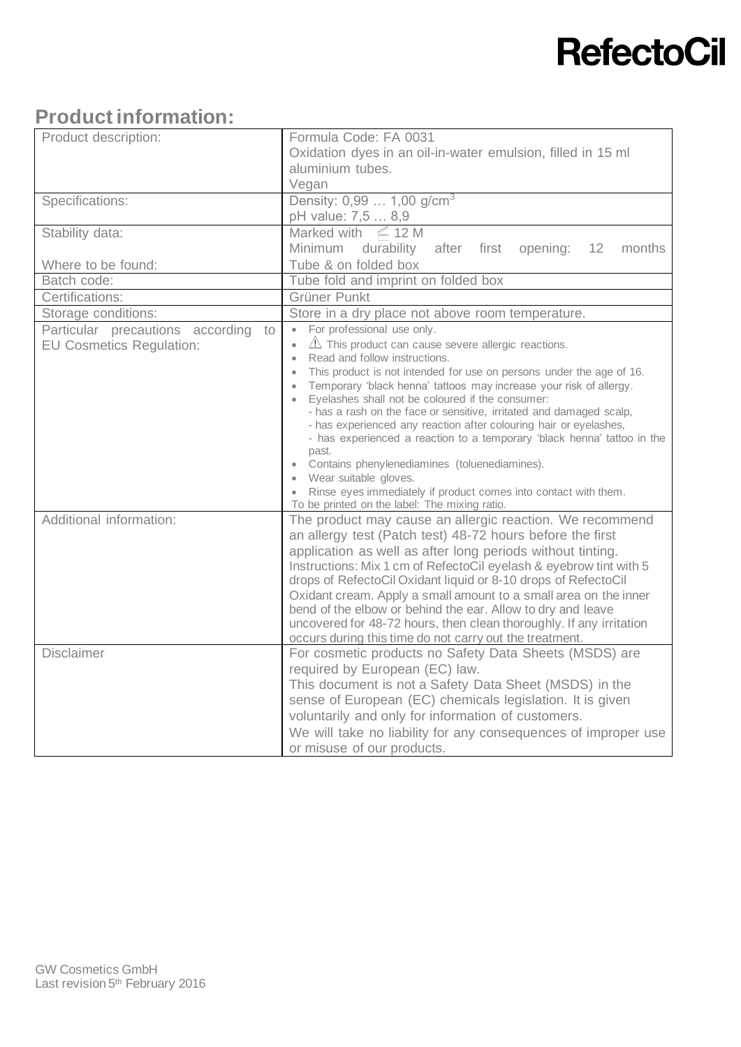RefectoCil

## Product information:

| Product description: | Formula Code: FA 0031<br>Oxidation dyes in an oil-in-water emulsion, filled in 15 ml aluminium tubes.<br>Vegan |
|---|---|
| Specifications: | Density: 0,99 … 1,00 g/cm$^3$<br>pH value: 7,5 … 8,9 |
| Stability data:<br><br>Where to be found: | Marked with ≦ 12 M<br>Minimum durability after first opening: 12 months<br>Tube & on folded box |
| Batch code: | Tube fold and imprint on folded box |
| Certifications: | Grüner Punkt |
| Storage conditions: | Store in a dry place not above room temperature. |
| Particular precautions according to EU Cosmetics Regulation: | • For professional use only.<br>• ⚠ This product can cause severe allergic reactions.<br>• Read and follow instructions.<br>• This product is not intended for use on persons under the age of 16.<br>• Temporary 'black henna' tattoos may increase your risk of allergy.<br>• Eyelashes shall not be coloured if the consumer:<br>- has a rash on the face or sensitive, irritated and damaged scalp,<br>- has experienced any reaction after colouring hair or eyelashes,<br>- has experienced a reaction to a temporary 'black henna' tattoo in the past.<br>• Contains phenylenediamines (toluenediamines).<br>• Wear suitable gloves.<br>• Rinse eyes immediately if product comes into contact with them.<br>To be printed on the label: The mixing ratio. |
| Additional information: | The product may cause an allergic reaction. We recommend an allergy test (Patch test) 48-72 hours before the first application as well as after long periods without tinting.<br>Instructions: Mix 1 cm of RefectoCil eyelash & eyebrow tint with 5 drops of RefectoCil Oxidant liquid or 8-10 drops of RefectoCil Oxidant cream. Apply a small amount to a small area on the inner bend of the elbow or behind the ear. Allow to dry and leave uncovered for 48-72 hours, then clean thoroughly. If any irritation occurs during this time do not carry out the treatment. |
| Disclaimer | For cosmetic products no Safety Data Sheets (MSDS) are required by European (EC) law.<br>This document is not a Safety Data Sheet (MSDS) in the sense of European (EC) chemicals legislation. It is given voluntarily and only for information of customers.<br>We will take no liability for any consequences of improper use or misuse of our products. |

GW Cosmetics GmbH
Last revision 5th February 2016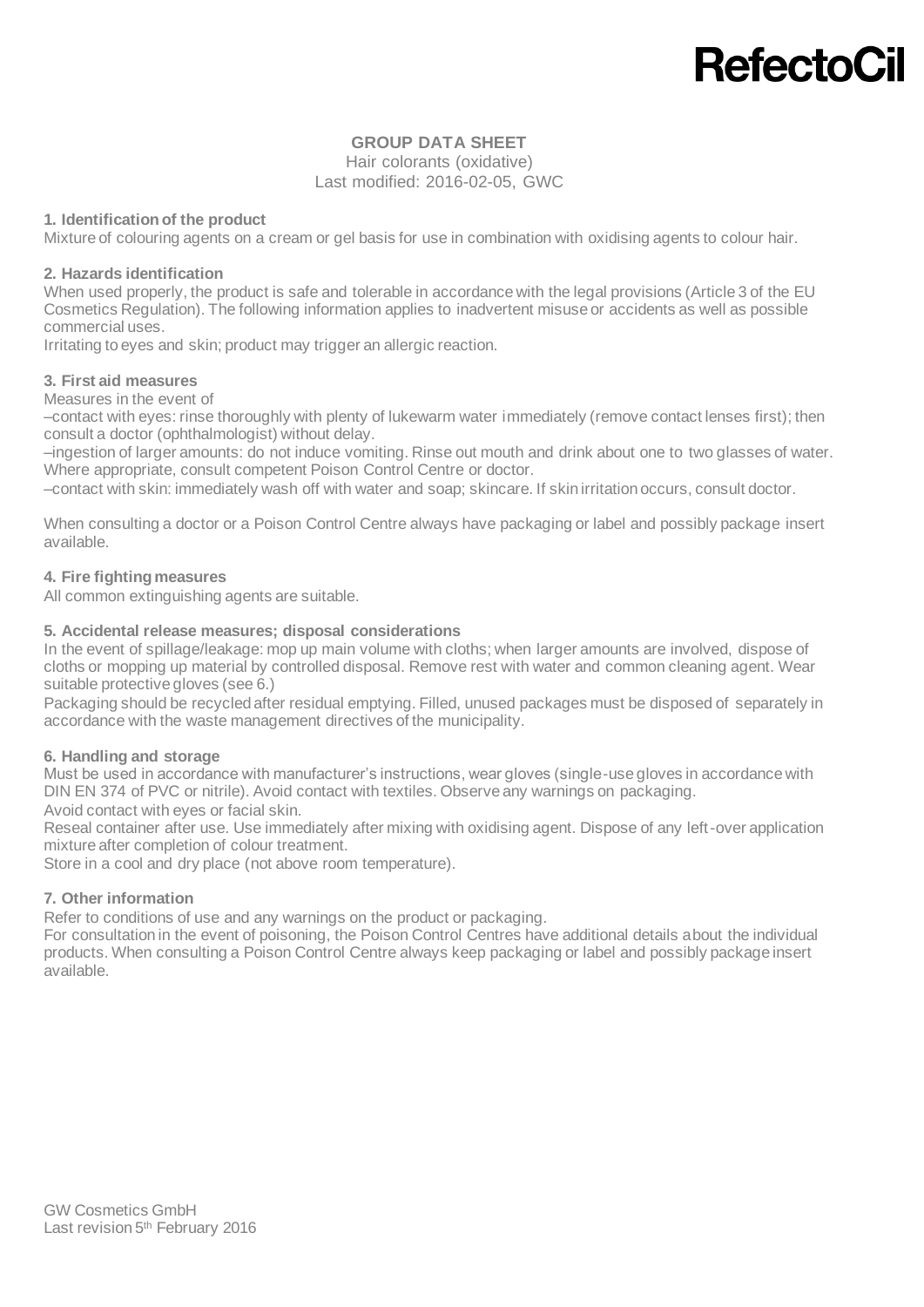**RefectoCil**

# GROUP DATA SHEET

Hair colorants (oxidative)
Last modified: 2016-02-05, GWC

## 1. Identification of the product

Mixture of colouring agents on a cream or gel basis for use in combination with oxidising agents to colour hair.

## 2. Hazards identification

When used properly, the product is safe and tolerable in accordance with the legal provisions (Article 3 of the EU Cosmetics Regulation). The following information applies to inadvertent misuse or accidents as well as possible commercial uses.
Irritating to eyes and skin; product may trigger an allergic reaction.

## 3. First aid measures

Measures in the event of

–contact with eyes: rinse thoroughly with plenty of lukewarm water immediately (remove contact lenses first); then consult a doctor (ophthalmologist) without delay.
–ingestion of larger amounts: do not induce vomiting. Rinse out mouth and drink about one to two glasses of water. Where appropriate, consult competent Poison Control Centre or doctor.
–contact with skin: immediately wash off with water and soap; skincare. If skin irritation occurs, consult doctor.

When consulting a doctor or a Poison Control Centre always have packaging or label and possibly package insert available.

## 4. Fire fighting measures

All common extinguishing agents are suitable.

## 5. Accidental release measures; disposal considerations

In the event of spillage/leakage: mop up main volume with cloths; when larger amounts are involved, dispose of cloths or mopping up material by controlled disposal. Remove rest with water and common cleaning agent. Wear suitable protective gloves (see 6.)
Packaging should be recycled after residual emptying. Filled, unused packages must be disposed of separately in accordance with the waste management directives of the municipality.

## 6. Handling and storage

Must be used in accordance with manufacturer's instructions, wear gloves (single-use gloves in accordance with DIN EN 374 of PVC or nitrile). Avoid contact with textiles. Observe any warnings on packaging.
Avoid contact with eyes or facial skin.
Reseal container after use. Use immediately after mixing with oxidising agent. Dispose of any left-over application mixture after completion of colour treatment.
Store in a cool and dry place (not above room temperature).

## 7. Other information

Refer to conditions of use and any warnings on the product or packaging.
For consultation in the event of poisoning, the Poison Control Centres have additional details about the individual products. When consulting a Poison Control Centre always keep packaging or label and possibly package insert available.

GW Cosmetics GmbH
Last revision 5th February 2016